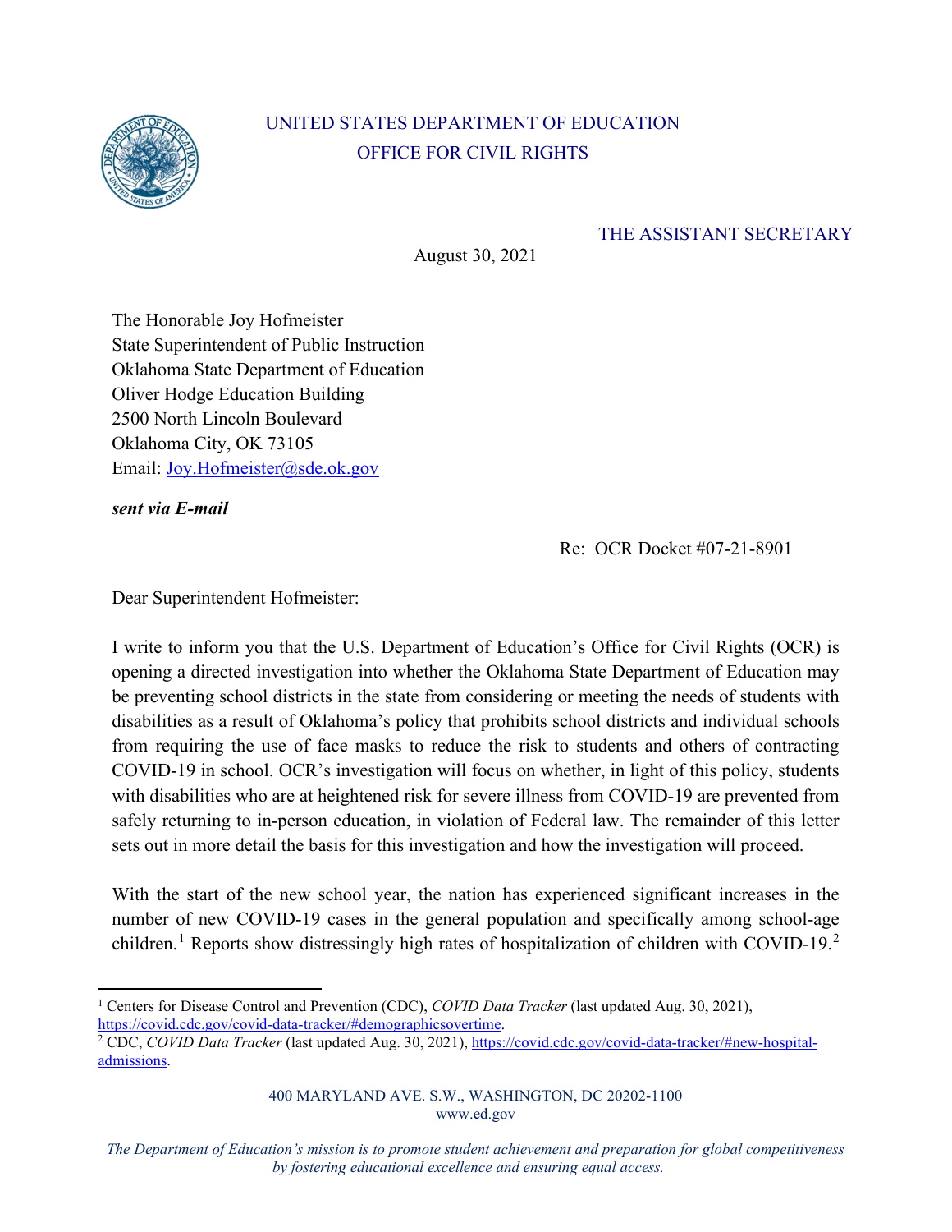UNITED STATES DEPARTMENT OF EDUCATION
OFFICE FOR CIVIL RIGHTS

THE ASSISTANT SECRETARY

August 30, 2021

The Honorable Joy Hofmeister
State Superintendent of Public Instruction
Oklahoma State Department of Education
Oliver Hodge Education Building
2500 North Lincoln Boulevard
Oklahoma City, OK 73105
Email: Joy.Hofmeister@sde.ok.gov

***sent via E-mail***

Re: OCR Docket #07-21-8901

Dear Superintendent Hofmeister:

I write to inform you that the U.S. Department of Education's Office for Civil Rights (OCR) is opening a directed investigation into whether the Oklahoma State Department of Education may be preventing school districts in the state from considering or meeting the needs of students with disabilities as a result of Oklahoma's policy that prohibits school districts and individual schools from requiring the use of face masks to reduce the risk to students and others of contracting COVID-19 in school. OCR's investigation will focus on whether, in light of this policy, students with disabilities who are at heightened risk for severe illness from COVID-19 are prevented from safely returning to in-person education, in violation of Federal law. The remainder of this letter sets out in more detail the basis for this investigation and how the investigation will proceed.

With the start of the new school year, the nation has experienced significant increases in the number of new COVID-19 cases in the general population and specifically among school-age children.[1] Reports show distressingly high rates of hospitalization of children with COVID-19.[2]

[1] Centers for Disease Control and Prevention (CDC), *COVID Data Tracker* (last updated Aug. 30, 2021), https://covid.cdc.gov/covid-data-tracker/#demographicsovertime.

[2] CDC, *COVID Data Tracker* (last updated Aug. 30, 2021), https://covid.cdc.gov/covid-data-tracker/#new-hospital-admissions.

400 MARYLAND AVE. S.W., WASHINGTON, DC 20202-1100
www.ed.gov

*The Department of Education's mission is to promote student achievement and preparation for global competitiveness by fostering educational excellence and ensuring equal access.*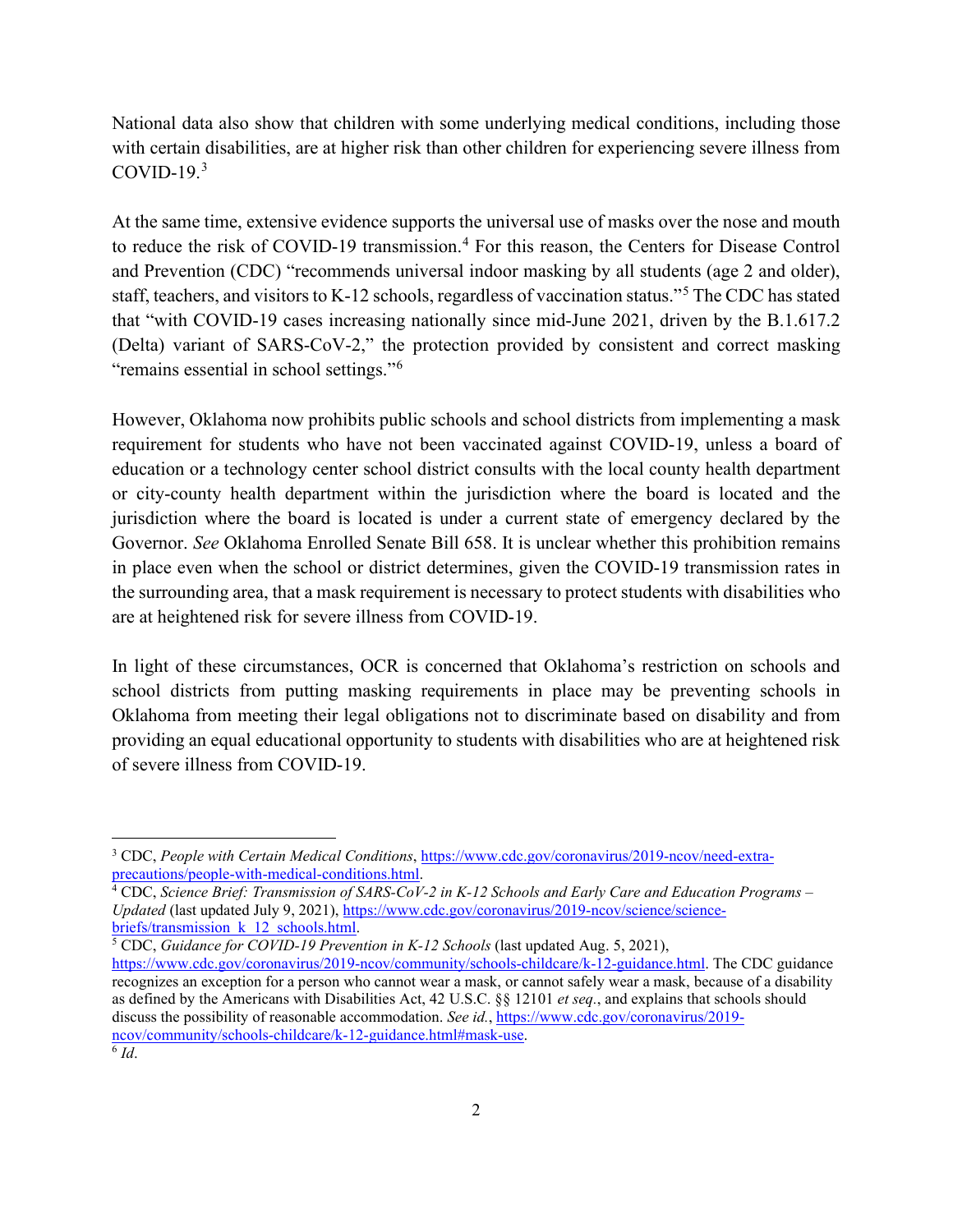National data also show that children with some underlying medical conditions, including those with certain disabilities, are at higher risk than other children for experiencing severe illness from COVID-19.[3]

At the same time, extensive evidence supports the universal use of masks over the nose and mouth to reduce the risk of COVID-19 transmission.[4] For this reason, the Centers for Disease Control and Prevention (CDC) "recommends universal indoor masking by all students (age 2 and older), staff, teachers, and visitors to K-12 schools, regardless of vaccination status."[5] The CDC has stated that "with COVID-19 cases increasing nationally since mid-June 2021, driven by the B.1.617.2 (Delta) variant of SARS-CoV-2," the protection provided by consistent and correct masking "remains essential in school settings."[6]

However, Oklahoma now prohibits public schools and school districts from implementing a mask requirement for students who have not been vaccinated against COVID-19, unless a board of education or a technology center school district consults with the local county health department or city-county health department within the jurisdiction where the board is located and the jurisdiction where the board is located is under a current state of emergency declared by the Governor. *See* Oklahoma Enrolled Senate Bill 658. It is unclear whether this prohibition remains in place even when the school or district determines, given the COVID-19 transmission rates in the surrounding area, that a mask requirement is necessary to protect students with disabilities who are at heightened risk for severe illness from COVID-19.

In light of these circumstances, OCR is concerned that Oklahoma's restriction on schools and school districts from putting masking requirements in place may be preventing schools in Oklahoma from meeting their legal obligations not to discriminate based on disability and from providing an equal educational opportunity to students with disabilities who are at heightened risk of severe illness from COVID-19.

---

[3] CDC, *People with Certain Medical Conditions*, https://www.cdc.gov/coronavirus/2019-ncov/need-extra-precautions/people-with-medical-conditions.html.

[4] CDC, *Science Brief: Transmission of SARS-CoV-2 in K-12 Schools and Early Care and Education Programs – Updated* (last updated July 9, 2021), https://www.cdc.gov/coronavirus/2019-ncov/science/science-briefs/transmission_k_12_schools.html.

[5] CDC, *Guidance for COVID-19 Prevention in K-12 Schools* (last updated Aug. 5, 2021), https://www.cdc.gov/coronavirus/2019-ncov/community/schools-childcare/k-12-guidance.html. The CDC guidance recognizes an exception for a person who cannot wear a mask, or cannot safely wear a mask, because of a disability as defined by the Americans with Disabilities Act, 42 U.S.C. §§ 12101 *et seq.*, and explains that schools should discuss the possibility of reasonable accommodation. *See id.*, https://www.cdc.gov/coronavirus/2019-ncov/community/schools-childcare/k-12-guidance.html#mask-use.

[6] *Id*.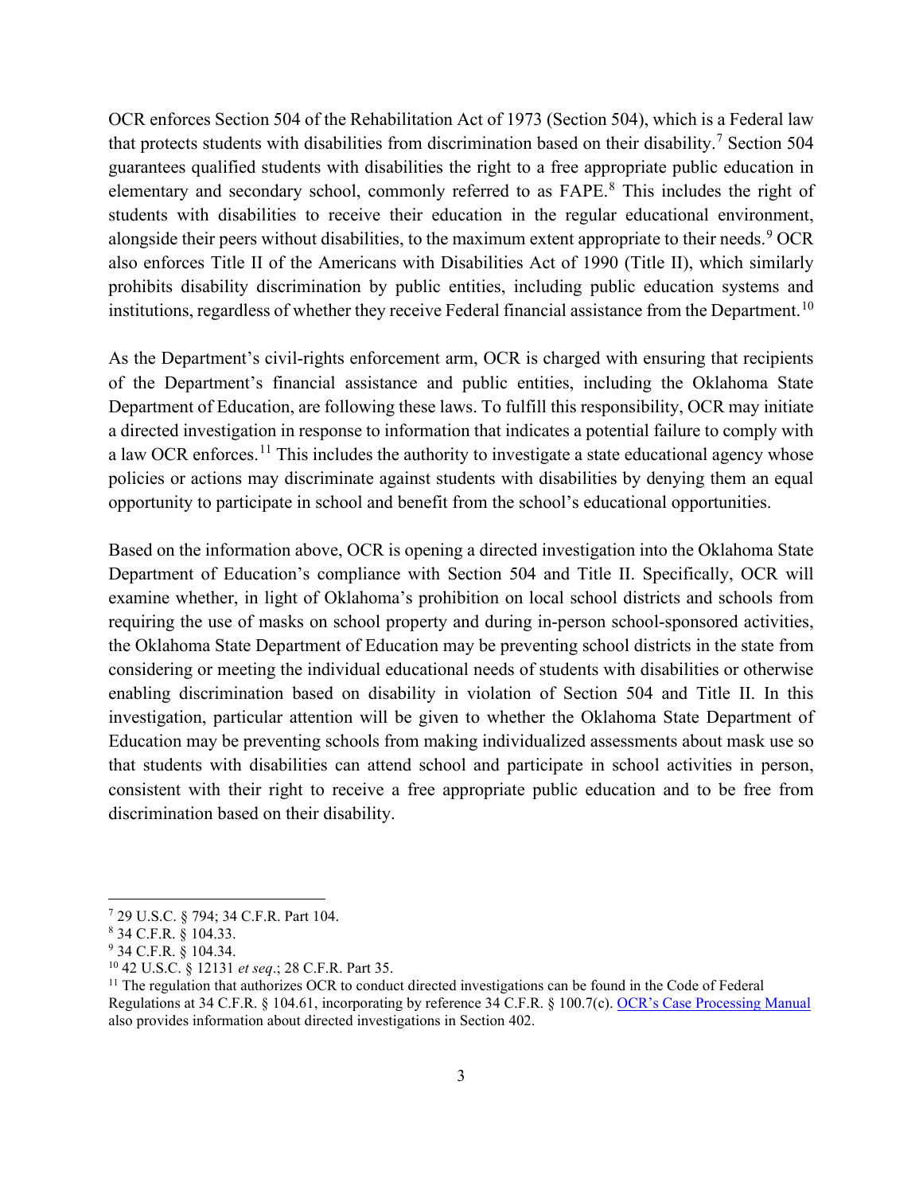OCR enforces Section 504 of the Rehabilitation Act of 1973 (Section 504), which is a Federal law that protects students with disabilities from discrimination based on their disability.[7] Section 504 guarantees qualified students with disabilities the right to a free appropriate public education in elementary and secondary school, commonly referred to as FAPE.[8] This includes the right of students with disabilities to receive their education in the regular educational environment, alongside their peers without disabilities, to the maximum extent appropriate to their needs.[9] OCR also enforces Title II of the Americans with Disabilities Act of 1990 (Title II), which similarly prohibits disability discrimination by public entities, including public education systems and institutions, regardless of whether they receive Federal financial assistance from the Department.[10]

As the Department's civil-rights enforcement arm, OCR is charged with ensuring that recipients of the Department's financial assistance and public entities, including the Oklahoma State Department of Education, are following these laws. To fulfill this responsibility, OCR may initiate a directed investigation in response to information that indicates a potential failure to comply with a law OCR enforces.[11] This includes the authority to investigate a state educational agency whose policies or actions may discriminate against students with disabilities by denying them an equal opportunity to participate in school and benefit from the school's educational opportunities.

Based on the information above, OCR is opening a directed investigation into the Oklahoma State Department of Education's compliance with Section 504 and Title II. Specifically, OCR will examine whether, in light of Oklahoma's prohibition on local school districts and schools from requiring the use of masks on school property and during in-person school-sponsored activities, the Oklahoma State Department of Education may be preventing school districts in the state from considering or meeting the individual educational needs of students with disabilities or otherwise enabling discrimination based on disability in violation of Section 504 and Title II. In this investigation, particular attention will be given to whether the Oklahoma State Department of Education may be preventing schools from making individualized assessments about mask use so that students with disabilities can attend school and participate in school activities in person, consistent with their right to receive a free appropriate public education and to be free from discrimination based on their disability.

---

[7] 29 U.S.C. § 794; 34 C.F.R. Part 104.

[8] 34 C.F.R. § 104.33.

[9] 34 C.F.R. § 104.34.

[10] 42 U.S.C. § 12131 *et seq*.; 28 C.F.R. Part 35.

[11] The regulation that authorizes OCR to conduct directed investigations can be found in the Code of Federal Regulations at 34 C.F.R. § 104.61, incorporating by reference 34 C.F.R. § 100.7(c). OCR's Case Processing Manual also provides information about directed investigations in Section 402.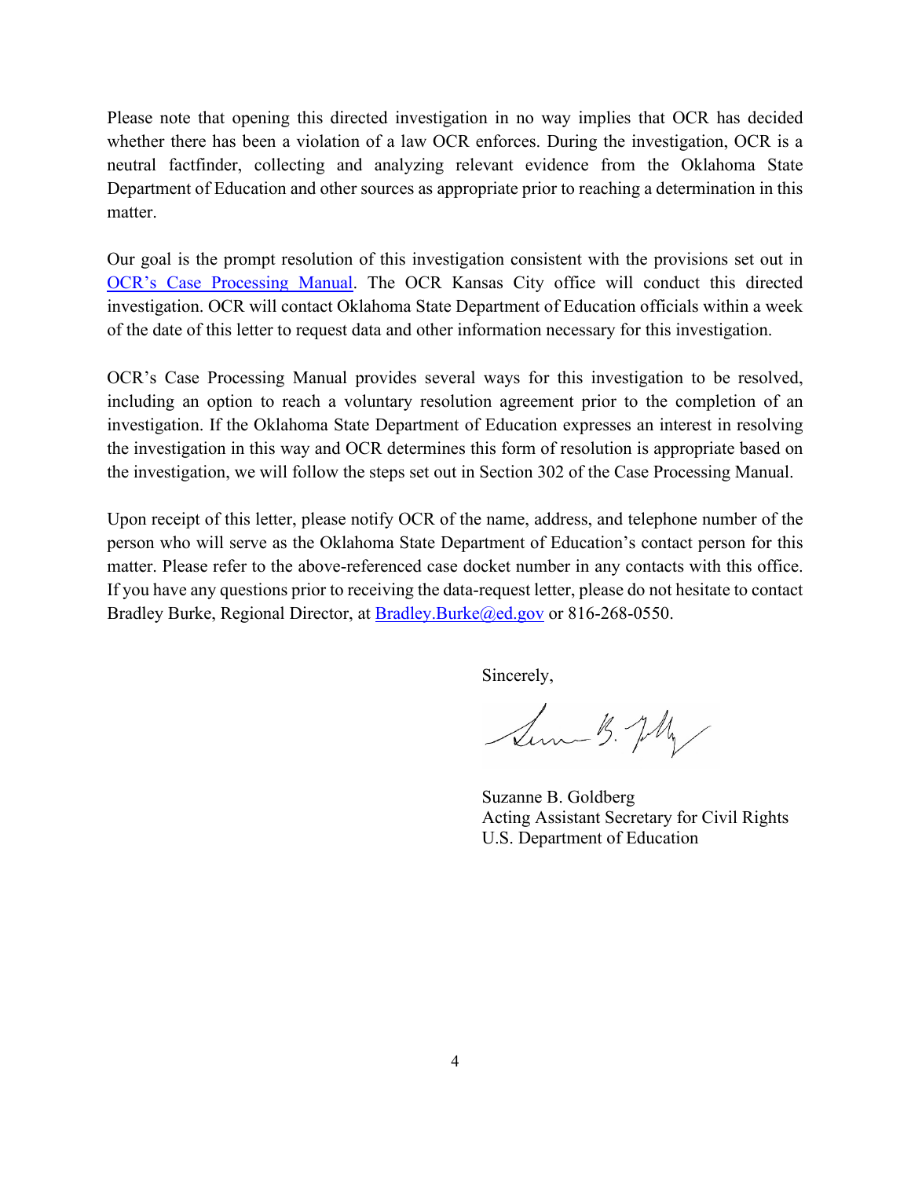Please note that opening this directed investigation in no way implies that OCR has decided whether there has been a violation of a law OCR enforces. During the investigation, OCR is a neutral factfinder, collecting and analyzing relevant evidence from the Oklahoma State Department of Education and other sources as appropriate prior to reaching a determination in this matter.

Our goal is the prompt resolution of this investigation consistent with the provisions set out in OCR's Case Processing Manual. The OCR Kansas City office will conduct this directed investigation. OCR will contact Oklahoma State Department of Education officials within a week of the date of this letter to request data and other information necessary for this investigation.

OCR's Case Processing Manual provides several ways for this investigation to be resolved, including an option to reach a voluntary resolution agreement prior to the completion of an investigation. If the Oklahoma State Department of Education expresses an interest in resolving the investigation in this way and OCR determines this form of resolution is appropriate based on the investigation, we will follow the steps set out in Section 302 of the Case Processing Manual.

Upon receipt of this letter, please notify OCR of the name, address, and telephone number of the person who will serve as the Oklahoma State Department of Education's contact person for this matter. Please refer to the above-referenced case docket number in any contacts with this office. If you have any questions prior to receiving the data-request letter, please do not hesitate to contact Bradley Burke, Regional Director, at Bradley.Burke@ed.gov or 816-268-0550.

Sincerely,

Suzanne B. Goldberg
Acting Assistant Secretary for Civil Rights
U.S. Department of Education